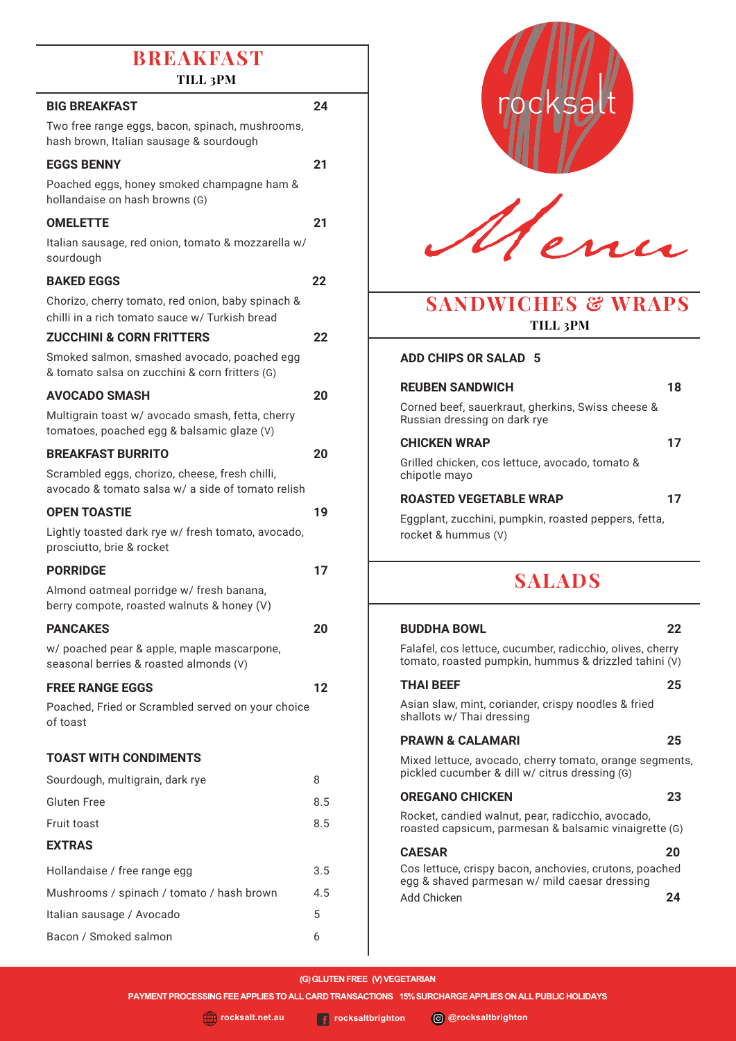# BREAKFAST

**TILL 3PM**

**BIG BREAKFAST** 24
Two free range eggs, bacon, spinach, mushrooms, hash brown, Italian sausage & sourdough

**EGGS BENNY** 21
Poached eggs, honey smoked champagne ham & hollandaise on hash browns (G)

**OMELETTE** 21
Italian sausage, red onion, tomato & mozzarella w/ sourdough

**BAKED EGGS** 22
Chorizo, cherry tomato, red onion, baby spinach & chilli in a rich tomato sauce w/ Turkish bread

**ZUCCHINI & CORN FRITTERS** 22
Smoked salmon, smashed avocado, poached egg & tomato salsa on zucchini & corn fritters (G)

**AVOCADO SMASH** 20
Multigrain toast w/ avocado smash, fetta, cherry tomatoes, poached egg & balsamic glaze (V)

**BREAKFAST BURRITO** 20
Scrambled eggs, chorizo, cheese, fresh chilli, avocado & tomato salsa w/ a side of tomato relish

**OPEN TOASTIE** 19
Lightly toasted dark rye w/ fresh tomato, avocado, prosciutto, brie & rocket

**PORRIDGE** 17
Almond oatmeal porridge w/ fresh banana, berry compote, roasted walnuts & honey (V)

**PANCAKES** 20
w/ poached pear & apple, maple mascarpone, seasonal berries & roasted almonds (V)

**FREE RANGE EGGS** 12
Poached, Fried or Scrambled served on your choice of toast

**TOAST WITH CONDIMENTS**

| | |
|---|---|
| Sourdough, multigrain, dark rye | 8 |
| Gluten Free | 8.5 |
| Fruit toast | 8.5 |

**EXTRAS**

| | |
|---|---|
| Hollandaise / free range egg | 3.5 |
| Mushrooms / spinach / tomato / hash brown | 4.5 |
| Italian sausage / Avocado | 5 |
| Bacon / Smoked salmon | 6 |

rocksalt

Menu

# SANDWICHES & WRAPS

**TILL 3PM**

**ADD CHIPS OR SALAD 5**

**REUBEN SANDWICH** 18
Corned beef, sauerkraut, gherkins, Swiss cheese & Russian dressing on dark rye

**CHICKEN WRAP** 17
Grilled chicken, cos lettuce, avocado, tomato & chipotle mayo

**ROASTED VEGETABLE WRAP** 17
Eggplant, zucchini, pumpkin, roasted peppers, fetta, rocket & hummus (V)

# SALADS

**BUDDHA BOWL** 22
Falafel, cos lettuce, cucumber, radicchio, olives, cherry tomato, roasted pumpkin, hummus & drizzled tahini (V)

**THAI BEEF** 25
Asian slaw, mint, coriander, crispy noodles & fried shallots w/ Thai dressing

**PRAWN & CALAMARI** 25
Mixed lettuce, avocado, cherry tomato, orange segments, pickled cucumber & dill w/ citrus dressing (G)

**OREGANO CHICKEN** 23
Rocket, candied walnut, pear, radicchio, avocado, roasted capsicum, parmesan & balsamic vinaigrette (G)

**CAESAR** 20
Cos lettuce, crispy bacon, anchovies, crutons, poached egg & shaved parmesan w/ mild caesar dressing
Add Chicken 24

(G) GLUTEN FREE (V) VEGETARIAN

PAYMENT PROCESSING FEE APPLIES TO ALL CARD TRANSACTIONS 15% SURCHARGE APPLIES ON ALL PUBLIC HOLIDAYS

rocksalt.net.au rocksaltbrighton @rocksaltbrighton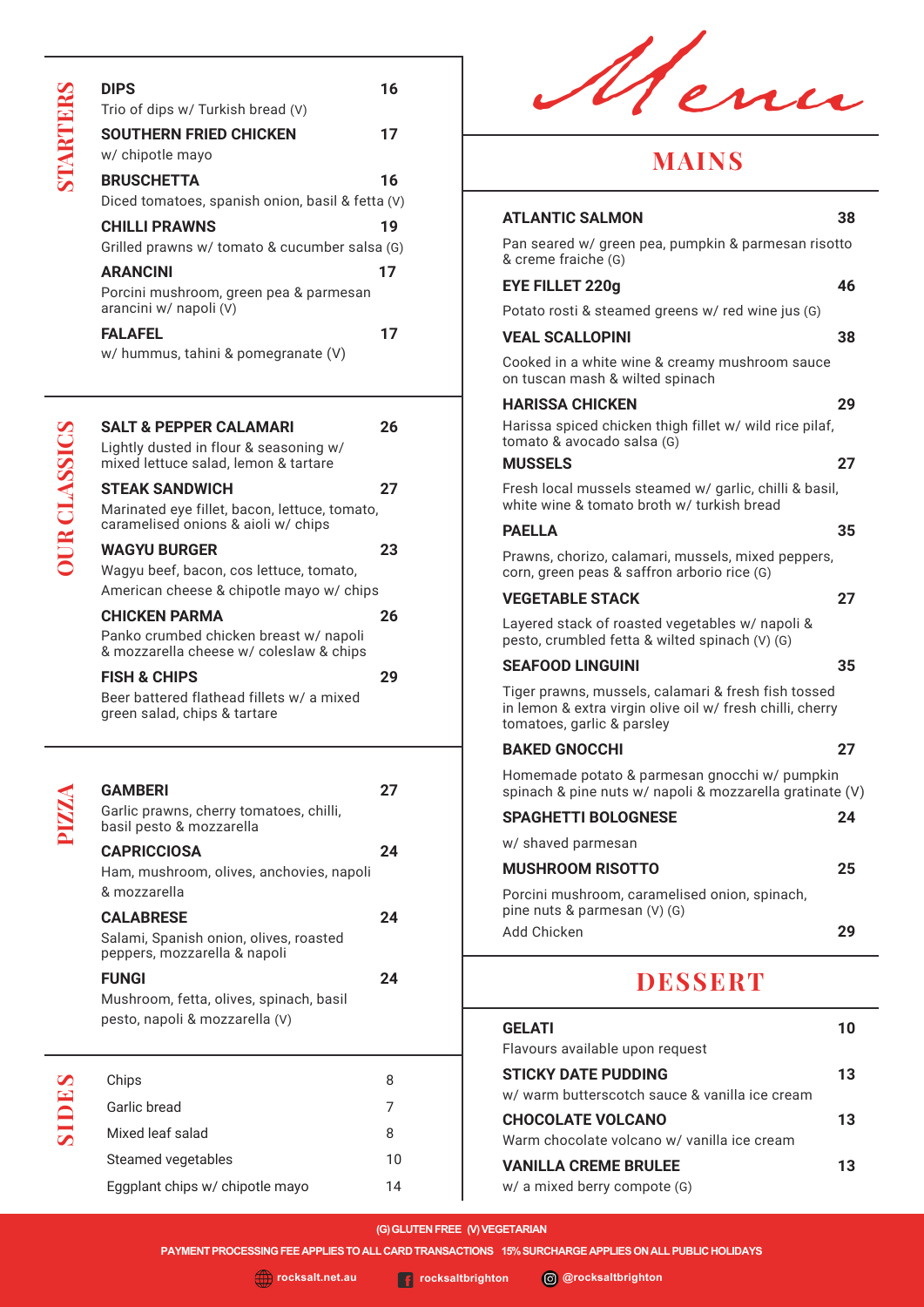# Menu

## STARTERS

**DIPS** 16
Trio of dips w/ Turkish bread (V)

**SOUTHERN FRIED CHICKEN** 17
w/ chipotle mayo

**BRUSCHETTA** 16
Diced tomatoes, spanish onion, basil & fetta (V)

**CHILLI PRAWNS** 19
Grilled prawns w/ tomato & cucumber salsa (G)

**ARANCINI** 17
Porcini mushroom, green pea & parmesan arancini w/ napoli (V)

**FALAFEL** 17
w/ hummus, tahini & pomegranate (V)

## OUR CLASSICS

**SALT & PEPPER CALAMARI** 26
Lightly dusted in flour & seasoning w/ mixed lettuce salad, lemon & tartare

**STEAK SANDWICH** 27
Marinated eye fillet, bacon, lettuce, tomato, caramelised onions & aioli w/ chips

**WAGYU BURGER** 23
Wagyu beef, bacon, cos lettuce, tomato, American cheese & chipotle mayo w/ chips

**CHICKEN PARMA** 26
Panko crumbed chicken breast w/ napoli & mozzarella cheese w/ coleslaw & chips

**FISH & CHIPS** 29
Beer battered flathead fillets w/ a mixed green salad, chips & tartare

## PIZZA

**GAMBERI** 27
Garlic prawns, cherry tomatoes, chilli, basil pesto & mozzarella

**CAPRICCIOSA** 24
Ham, mushroom, olives, anchovies, napoli & mozzarella

**CALABRESE** 24
Salami, Spanish onion, olives, roasted peppers, mozzarella & napoli

**FUNGI** 24
Mushroom, fetta, olives, spinach, basil pesto, napoli & mozzarella (V)

## SIDES

| | |
|---|---|
| Chips | 8 |
| Garlic bread | 7 |
| Mixed leaf salad | 8 |
| Steamed vegetables | 10 |
| Eggplant chips w/ chipotle mayo | 14 |

## MAINS

**ATLANTIC SALMON** 38
Pan seared w/ green pea, pumpkin & parmesan risotto & creme fraiche (G)

**EYE FILLET 220g** 46
Potato rosti & steamed greens w/ red wine jus (G)

**VEAL SCALLOPINI** 38
Cooked in a white wine & creamy mushroom sauce on tuscan mash & wilted spinach

**HARISSA CHICKEN** 29
Harissa spiced chicken thigh fillet w/ wild rice pilaf, tomato & avocado salsa (G)

**MUSSELS** 27
Fresh local mussels steamed w/ garlic, chilli & basil, white wine & tomato broth w/ turkish bread

**PAELLA** 35
Prawns, chorizo, calamari, mussels, mixed peppers, corn, green peas & saffron arborio rice (G)

**VEGETABLE STACK** 27
Layered stack of roasted vegetables w/ napoli & pesto, crumbled fetta & wilted spinach (V) (G)

**SEAFOOD LINGUINI** 35
Tiger prawns, mussels, calamari & fresh fish tossed in lemon & extra virgin olive oil w/ fresh chilli, cherry tomatoes, garlic & parsley

**BAKED GNOCCHI** 27
Homemade potato & parmesan gnocchi w/ pumpkin spinach & pine nuts w/ napoli & mozzarella gratinate (V)

**SPAGHETTI BOLOGNESE** 24
w/ shaved parmesan

**MUSHROOM RISOTTO** 25
Porcini mushroom, caramelised onion, spinach, pine nuts & parmesan (V) (G)
Add Chicken 29

## DESSERT

**GELATI** 10
Flavours available upon request

**STICKY DATE PUDDING** 13
w/ warm butterscotch sauce & vanilla ice cream

**CHOCOLATE VOLCANO** 13
Warm chocolate volcano w/ vanilla ice cream

**VANILLA CREME BRULEE** 13
w/ a mixed berry compote (G)

---

(G) GLUTEN FREE (V) VEGETARIAN

PAYMENT PROCESSING FEE APPLIES TO ALL CARD TRANSACTIONS 15% SURCHARGE APPLIES ON ALL PUBLIC HOLIDAYS

rocksalt.net.au rocksaltbrighton @rocksaltbrighton